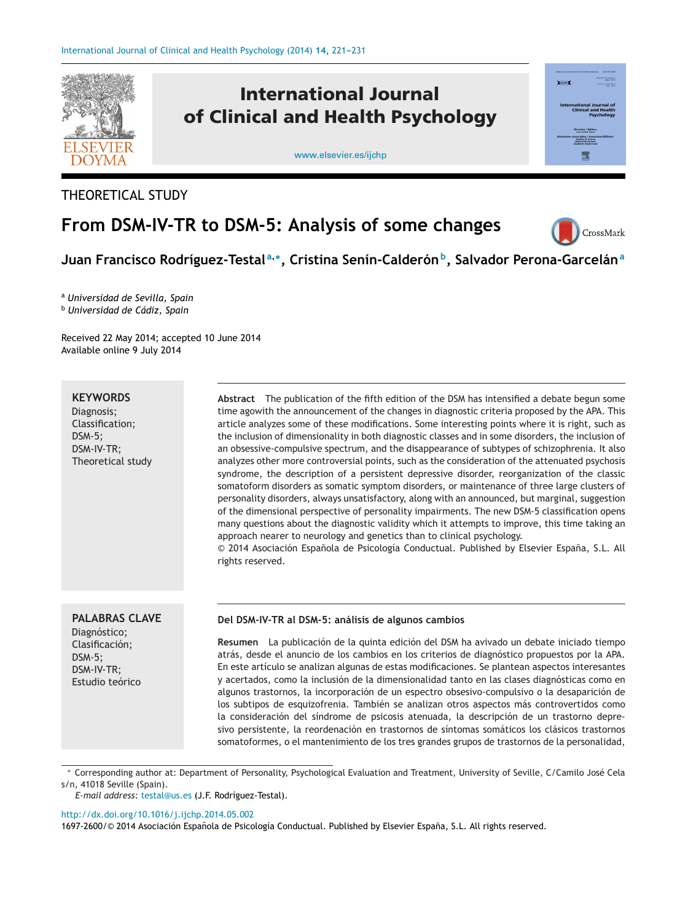THEORETICAL STUDY

# From DSM-IV-TR to DSM-5: Analysis of some changes

**Juan Francisco Rodríguez-Testal**[a,*], **Cristina Senín-Calderón**[b], **Salvador Perona-Garcelán**[a]

[a] *Universidad de Sevilla, Spain*
[b] *Universidad de Cádiz, Spain*

Received 22 May 2014; accepted 10 June 2014
Available online 9 July 2014

**KEYWORDS**
Diagnosis;
Classification;
DSM-5;
DSM-IV-TR;
Theoretical study

**Abstract** The publication of the fifth edition of the DSM has intensified a debate begun some time agowith the announcement of the changes in diagnostic criteria proposed by the APA. This article analyzes some of these modifications. Some interesting points where it is right, such as the inclusion of dimensionality in both diagnostic classes and in some disorders, the inclusion of an obsessive-compulsive spectrum, and the disappearance of subtypes of schizophrenia. It also analyzes other more controversial points, such as the consideration of the attenuated psychosis syndrome, the description of a persistent depressive disorder, reorganization of the classic somatoform disorders as somatic symptom disorders, or maintenance of three large clusters of personality disorders, always unsatisfactory, along with an announced, but marginal, suggestion of the dimensional perspective of personality impairments. The new DSM-5 classification opens many questions about the diagnostic validity which it attempts to improve, this time taking an approach nearer to neurology and genetics than to clinical psychology.
© 2014 Asociación Española de Psicología Conductual. Published by Elsevier España, S.L. All rights reserved.

**PALABRAS CLAVE**
Diagnóstico;
Clasificación;
DSM-5;
DSM-IV-TR;
Estudio teórico

**Del DSM-IV-TR al DSM-5: análisis de algunos cambios**

**Resumen** La publicación de la quinta edición del DSM ha avivado un debate iniciado tiempo atrás, desde el anuncio de los cambios en los criterios de diagnóstico propuestos por la APA. En este artículo se analizan algunas de estas modificaciones. Se plantean aspectos interesantes y acertados, como la inclusión de la dimensionalidad tanto en las clases diagnósticas como en algunos trastornos, la incorporación de un espectro obsesivo-compulsivo o la desaparición de los subtipos de esquizofrenia. También se analizan otros aspectos más controvertidos como la consideración del síndrome de psicosis atenuada, la descripción de un trastorno depresivo persistente, la reordenación en trastornos de síntomas somáticos los clásicos trastornos somatoformes, o el mantenimiento de los tres grandes grupos de trastornos de la personalidad,

* Corresponding author at: Department of Personality, Psychological Evaluation and Treatment, University of Seville, C/Camilo José Cela s/n, 41018 Seville (Spain).
*E-mail address:* testal@us.es (J.F. Rodríguez-Testal).

http://dx.doi.org/10.1016/j.ijchp.2014.05.002
1697-2600/© 2014 Asociación Española de Psicología Conductual. Published by Elsevier España, S.L. All rights reserved.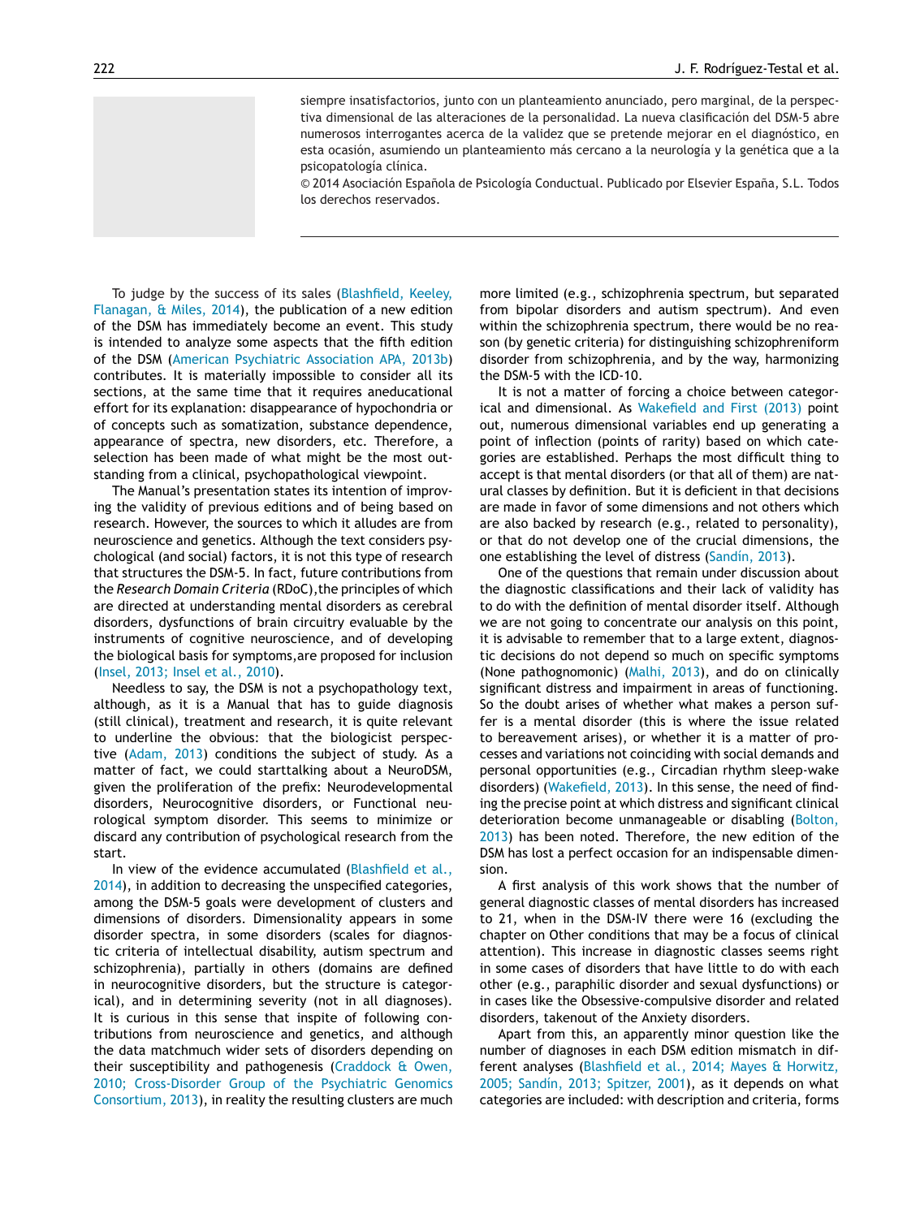siempre insatisfactorios, junto con un planteamiento anunciado, pero marginal, de la perspectiva dimensional de las alteraciones de la personalidad. La nueva clasificación del DSM-5 abre numerosos interrogantes acerca de la validez que se pretende mejorar en el diagnóstico, en esta ocasión, asumiendo un planteamiento más cercano a la neurología y la genética que a la psicopatología clínica.

© 2014 Asociación Española de Psicología Conductual. Publicado por Elsevier España, S.L. Todos los derechos reservados.

---

To judge by the success of its sales (Blashfield, Keeley, Flanagan, & Miles, 2014), the publication of a new edition of the DSM has immediately become an event. This study is intended to analyze some aspects that the fifth edition of the DSM (American Psychiatric Association APA, 2013b) contributes. It is materially impossible to consider all its sections, at the same time that it requires aneducational effort for its explanation: disappearance of hypochondria or of concepts such as somatization, substance dependence, appearance of spectra, new disorders, etc. Therefore, a selection has been made of what might be the most outstanding from a clinical, psychopathological viewpoint.

The Manual's presentation states its intention of improving the validity of previous editions and of being based on research. However, the sources to which it alludes are from neuroscience and genetics. Although the text considers psychological (and social) factors, it is not this type of research that structures the DSM-5. In fact, future contributions from the *Research Domain Criteria* (RDoC),the principles of which are directed at understanding mental disorders as cerebral disorders, dysfunctions of brain circuitry evaluable by the instruments of cognitive neuroscience, and of developing the biological basis for symptoms,are proposed for inclusion (Insel, 2013; Insel et al., 2010).

Needless to say, the DSM is not a psychopathology text, although, as it is a Manual that has to guide diagnosis (still clinical), treatment and research, it is quite relevant to underline the obvious: that the biologicist perspective (Adam, 2013) conditions the subject of study. As a matter of fact, we could starttalking about a NeuroDSM, given the proliferation of the prefix: Neurodevelopmental disorders, Neurocognitive disorders, or Functional neurological symptom disorder. This seems to minimize or discard any contribution of psychological research from the start.

In view of the evidence accumulated (Blashfield et al., 2014), in addition to decreasing the unspecified categories, among the DSM-5 goals were development of clusters and dimensions of disorders. Dimensionality appears in some disorder spectra, in some disorders (scales for diagnostic criteria of intellectual disability, autism spectrum and schizophrenia), partially in others (domains are defined in neurocognitive disorders, but the structure is categorical), and in determining severity (not in all diagnoses). It is curious in this sense that inspite of following contributions from neuroscience and genetics, and although the data matchmuch wider sets of disorders depending on their susceptibility and pathogenesis (Craddock & Owen, 2010; Cross-Disorder Group of the Psychiatric Genomics Consortium, 2013), in reality the resulting clusters are much more limited (e.g., schizophrenia spectrum, but separated from bipolar disorders and autism spectrum). And even within the schizophrenia spectrum, there would be no reason (by genetic criteria) for distinguishing schizophreniform disorder from schizophrenia, and by the way, harmonizing the DSM-5 with the ICD-10.

It is not a matter of forcing a choice between categorical and dimensional. As Wakefield and First (2013) point out, numerous dimensional variables end up generating a point of inflection (points of rarity) based on which categories are established. Perhaps the most difficult thing to accept is that mental disorders (or that all of them) are natural classes by definition. But it is deficient in that decisions are made in favor of some dimensions and not others which are also backed by research (e.g., related to personality), or that do not develop one of the crucial dimensions, the one establishing the level of distress (Sandín, 2013).

One of the questions that remain under discussion about the diagnostic classifications and their lack of validity has to do with the definition of mental disorder itself. Although we are not going to concentrate our analysis on this point, it is advisable to remember that to a large extent, diagnostic decisions do not depend so much on specific symptoms (None pathognomonic) (Malhi, 2013), and do on clinically significant distress and impairment in areas of functioning. So the doubt arises of whether what makes a person suffer is a mental disorder (this is where the issue related to bereavement arises), or whether it is a matter of processes and variations not coinciding with social demands and personal opportunities (e.g., Circadian rhythm sleep-wake disorders) (Wakefield, 2013). In this sense, the need of finding the precise point at which distress and significant clinical deterioration become unmanageable or disabling (Bolton, 2013) has been noted. Therefore, the new edition of the DSM has lost a perfect occasion for an indispensable dimension.

A first analysis of this work shows that the number of general diagnostic classes of mental disorders has increased to 21, when in the DSM-IV there were 16 (excluding the chapter on Other conditions that may be a focus of clinical attention). This increase in diagnostic classes seems right in some cases of disorders that have little to do with each other (e.g., paraphilic disorder and sexual dysfunctions) or in cases like the Obsessive-compulsive disorder and related disorders, takenout of the Anxiety disorders.

Apart from this, an apparently minor question like the number of diagnoses in each DSM edition mismatch in different analyses (Blashfield et al., 2014; Mayes & Horwitz, 2005; Sandín, 2013; Spitzer, 2001), as it depends on what categories are included: with description and criteria, forms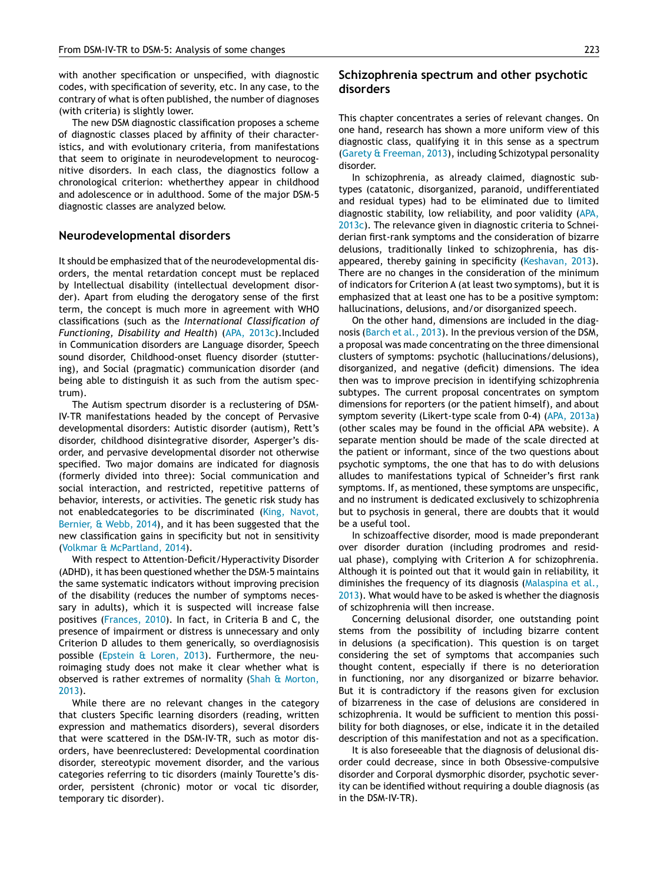with another specification or unspecified, with diagnostic codes, with specification of severity, etc. In any case, to the contrary of what is often published, the number of diagnoses (with criteria) is slightly lower.

The new DSM diagnostic classification proposes a scheme of diagnostic classes placed by affinity of their characteristics, and with evolutionary criteria, from manifestations that seem to originate in neurodevelopment to neurocognitive disorders. In each class, the diagnostics follow a chronological criterion: whetherthey appear in childhood and adolescence or in adulthood. Some of the major DSM-5 diagnostic classes are analyzed below.

## Neurodevelopmental disorders

It should be emphasized that of the neurodevelopmental disorders, the mental retardation concept must be replaced by Intellectual disability (intellectual development disorder). Apart from eluding the derogatory sense of the first term, the concept is much more in agreement with WHO classifications (such as the *International Classification of Functioning, Disability and Health*) (APA, 2013c).Included in Communication disorders are Language disorder, Speech sound disorder, Childhood-onset fluency disorder (stuttering), and Social (pragmatic) communication disorder (and being able to distinguish it as such from the autism spectrum).

The Autism spectrum disorder is a reclustering of DSM-IV-TR manifestations headed by the concept of Pervasive developmental disorders: Autistic disorder (autism), Rett's disorder, childhood disintegrative disorder, Asperger's disorder, and pervasive developmental disorder not otherwise specified. Two major domains are indicated for diagnosis (formerly divided into three): Social communication and social interaction, and restricted, repetitive patterns of behavior, interests, or activities. The genetic risk study has not enabledcategories to be discriminated (King, Navot, Bernier, & Webb, 2014), and it has been suggested that the new classification gains in specificity but not in sensitivity (Volkmar & McPartland, 2014).

With respect to Attention-Deficit/Hyperactivity Disorder (ADHD), it has been questioned whether the DSM-5 maintains the same systematic indicators without improving precision of the disability (reduces the number of symptoms necessary in adults), which it is suspected will increase false positives (Frances, 2010). In fact, in Criteria B and C, the presence of impairment or distress is unnecessary and only Criterion D alludes to them generically, so overdiagnosisis possible (Epstein & Loren, 2013). Furthermore, the neuroimaging study does not make it clear whether what is observed is rather extremes of normality (Shah & Morton, 2013).

While there are no relevant changes in the category that clusters Specific learning disorders (reading, written expression and mathematics disorders), several disorders that were scattered in the DSM-IV-TR, such as motor disorders, have beenreclustered: Developmental coordination disorder, stereotypic movement disorder, and the various categories referring to tic disorders (mainly Tourette's disorder, persistent (chronic) motor or vocal tic disorder, temporary tic disorder).

## Schizophrenia spectrum and other psychotic disorders

This chapter concentrates a series of relevant changes. On one hand, research has shown a more uniform view of this diagnostic class, qualifying it in this sense as a spectrum (Garety & Freeman, 2013), including Schizotypal personality disorder.

In schizophrenia, as already claimed, diagnostic subtypes (catatonic, disorganized, paranoid, undifferentiated and residual types) had to be eliminated due to limited diagnostic stability, low reliability, and poor validity (APA, 2013c). The relevance given in diagnostic criteria to Schneiderian first-rank symptoms and the consideration of bizarre delusions, traditionally linked to schizophrenia, has disappeared, thereby gaining in specificity (Keshavan, 2013). There are no changes in the consideration of the minimum of indicators for Criterion A (at least two symptoms), but it is emphasized that at least one has to be a positive symptom: hallucinations, delusions, and/or disorganized speech.

On the other hand, dimensions are included in the diagnosis (Barch et al., 2013). In the previous version of the DSM, a proposal was made concentrating on the three dimensional clusters of symptoms: psychotic (hallucinations/delusions), disorganized, and negative (deficit) dimensions. The idea then was to improve precision in identifying schizophrenia subtypes. The current proposal concentrates on symptom dimensions for reporters (or the patient himself), and about symptom severity (Likert-type scale from 0-4) (APA, 2013a) (other scales may be found in the official APA website). A separate mention should be made of the scale directed at the patient or informant, since of the two questions about psychotic symptoms, the one that has to do with delusions alludes to manifestations typical of Schneider's first rank symptoms. If, as mentioned, these symptoms are unspecific, and no instrument is dedicated exclusively to schizophrenia but to psychosis in general, there are doubts that it would be a useful tool.

In schizoaffective disorder, mood is made preponderant over disorder duration (including prodromes and residual phase), complying with Criterion A for schizophrenia. Although it is pointed out that it would gain in reliability, it diminishes the frequency of its diagnosis (Malaspina et al., 2013). What would have to be asked is whether the diagnosis of schizophrenia will then increase.

Concerning delusional disorder, one outstanding point stems from the possibility of including bizarre content in delusions (a specification). This question is on target considering the set of symptoms that accompanies such thought content, especially if there is no deterioration in functioning, nor any disorganized or bizarre behavior. But it is contradictory if the reasons given for exclusion of bizarreness in the case of delusions are considered in schizophrenia. It would be sufficient to mention this possibility for both diagnoses, or else, indicate it in the detailed description of this manifestation and not as a specification.

It is also foreseeable that the diagnosis of delusional disorder could decrease, since in both Obsessive-compulsive disorder and Corporal dysmorphic disorder, psychotic severity can be identified without requiring a double diagnosis (as in the DSM-IV-TR).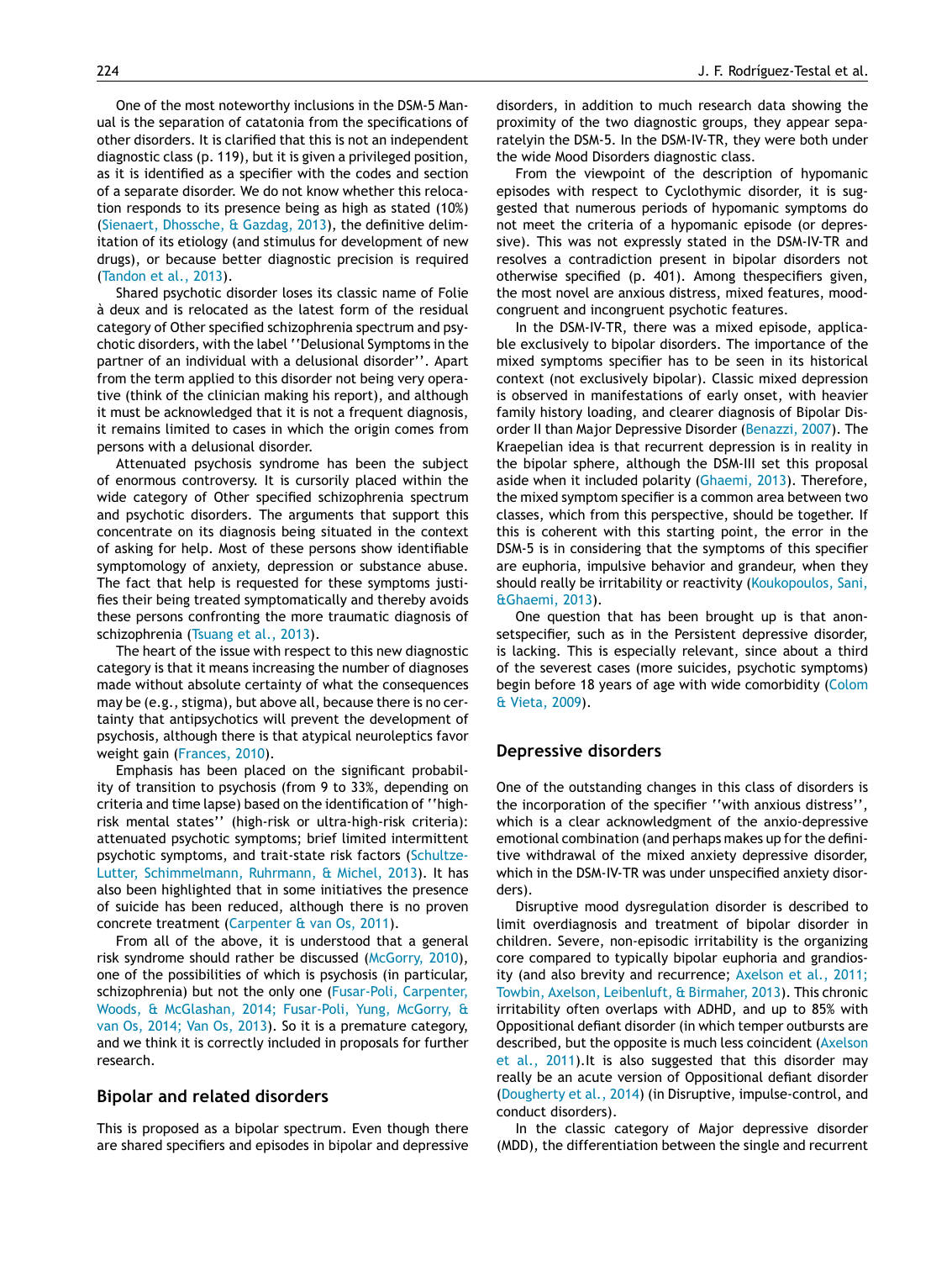One of the most noteworthy inclusions in the DSM-5 Manual is the separation of catatonia from the specifications of other disorders. It is clarified that this is not an independent diagnostic class (p. 119), but it is given a privileged position, as it is identified as a specifier with the codes and section of a separate disorder. We do not know whether this relocation responds to its presence being as high as stated (10%) (Sienaert, Dhossche, & Gazdag, 2013), the definitive delimitation of its etiology (and stimulus for development of new drugs), or because better diagnostic precision is required (Tandon et al., 2013).

Shared psychotic disorder loses its classic name of Folie à deux and is relocated as the latest form of the residual category of Other specified schizophrenia spectrum and psychotic disorders, with the label ''Delusional Symptoms in the partner of an individual with a delusional disorder''. Apart from the term applied to this disorder not being very operative (think of the clinician making his report), and although it must be acknowledged that it is not a frequent diagnosis, it remains limited to cases in which the origin comes from persons with a delusional disorder.

Attenuated psychosis syndrome has been the subject of enormous controversy. It is cursorily placed within the wide category of Other specified schizophrenia spectrum and psychotic disorders. The arguments that support this concentrate on its diagnosis being situated in the context of asking for help. Most of these persons show identifiable symptomology of anxiety, depression or substance abuse. The fact that help is requested for these symptoms justifies their being treated symptomatically and thereby avoids these persons confronting the more traumatic diagnosis of schizophrenia (Tsuang et al., 2013).

The heart of the issue with respect to this new diagnostic category is that it means increasing the number of diagnoses made without absolute certainty of what the consequences may be (e.g., stigma), but above all, because there is no certainty that antipsychotics will prevent the development of psychosis, although there is that atypical neuroleptics favor weight gain (Frances, 2010).

Emphasis has been placed on the significant probability of transition to psychosis (from 9 to 33%, depending on criteria and time lapse) based on the identification of ''high-risk mental states'' (high-risk or ultra-high-risk criteria): attenuated psychotic symptoms; brief limited intermittent psychotic symptoms, and trait-state risk factors (Schultze-Lutter, Schimmelmann, Ruhrmann, & Michel, 2013). It has also been highlighted that in some initiatives the presence of suicide has been reduced, although there is no proven concrete treatment (Carpenter & van Os, 2011).

From all of the above, it is understood that a general risk syndrome should rather be discussed (McGorry, 2010), one of the possibilities of which is psychosis (in particular, schizophrenia) but not the only one (Fusar-Poli, Carpenter, Woods, & McGlashan, 2014; Fusar-Poli, Yung, McGorry, & van Os, 2014; Van Os, 2013). So it is a premature category, and we think it is correctly included in proposals for further research.

## Bipolar and related disorders

This is proposed as a bipolar spectrum. Even though there are shared specifiers and episodes in bipolar and depressive disorders, in addition to much research data showing the proximity of the two diagnostic groups, they appear separatelyin the DSM-5. In the DSM-IV-TR, they were both under the wide Mood Disorders diagnostic class.

From the viewpoint of the description of hypomanic episodes with respect to Cyclothymic disorder, it is suggested that numerous periods of hypomanic symptoms do not meet the criteria of a hypomanic episode (or depressive). This was not expressly stated in the DSM-IV-TR and resolves a contradiction present in bipolar disorders not otherwise specified (p. 401). Among thespecifiers given, the most novel are anxious distress, mixed features, mood-congruent and incongruent psychotic features.

In the DSM-IV-TR, there was a mixed episode, applicable exclusively to bipolar disorders. The importance of the mixed symptoms specifier has to be seen in its historical context (not exclusively bipolar). Classic mixed depression is observed in manifestations of early onset, with heavier family history loading, and clearer diagnosis of Bipolar Disorder II than Major Depressive Disorder (Benazzi, 2007). The Kraepelian idea is that recurrent depression is in reality in the bipolar sphere, although the DSM-III set this proposal aside when it included polarity (Ghaemi, 2013). Therefore, the mixed symptom specifier is a common area between two classes, which from this perspective, should be together. If this is coherent with this starting point, the error in the DSM-5 is in considering that the symptoms of this specifier are euphoria, impulsive behavior and grandeur, when they should really be irritability or reactivity (Koukopoulos, Sani, &Ghaemi, 2013).

One question that has been brought up is that anonsetspecifier, such as in the Persistent depressive disorder, is lacking. This is especially relevant, since about a third of the severest cases (more suicides, psychotic symptoms) begin before 18 years of age with wide comorbidity (Colom & Vieta, 2009).

## Depressive disorders

One of the outstanding changes in this class of disorders is the incorporation of the specifier ''with anxious distress'', which is a clear acknowledgment of the anxio-depressive emotional combination (and perhaps makes up for the definitive withdrawal of the mixed anxiety depressive disorder, which in the DSM-IV-TR was under unspecified anxiety disorders).

Disruptive mood dysregulation disorder is described to limit overdiagnosis and treatment of bipolar disorder in children. Severe, non-episodic irritability is the organizing core compared to typically bipolar euphoria and grandiosity (and also brevity and recurrence; Axelson et al., 2011; Towbin, Axelson, Leibenluft, & Birmaher, 2013). This chronic irritability often overlaps with ADHD, and up to 85% with Oppositional defiant disorder (in which temper outbursts are described, but the opposite is much less coincident (Axelson et al., 2011).It is also suggested that this disorder may really be an acute version of Oppositional defiant disorder (Dougherty et al., 2014) (in Disruptive, impulse-control, and conduct disorders).

In the classic category of Major depressive disorder (MDD), the differentiation between the single and recurrent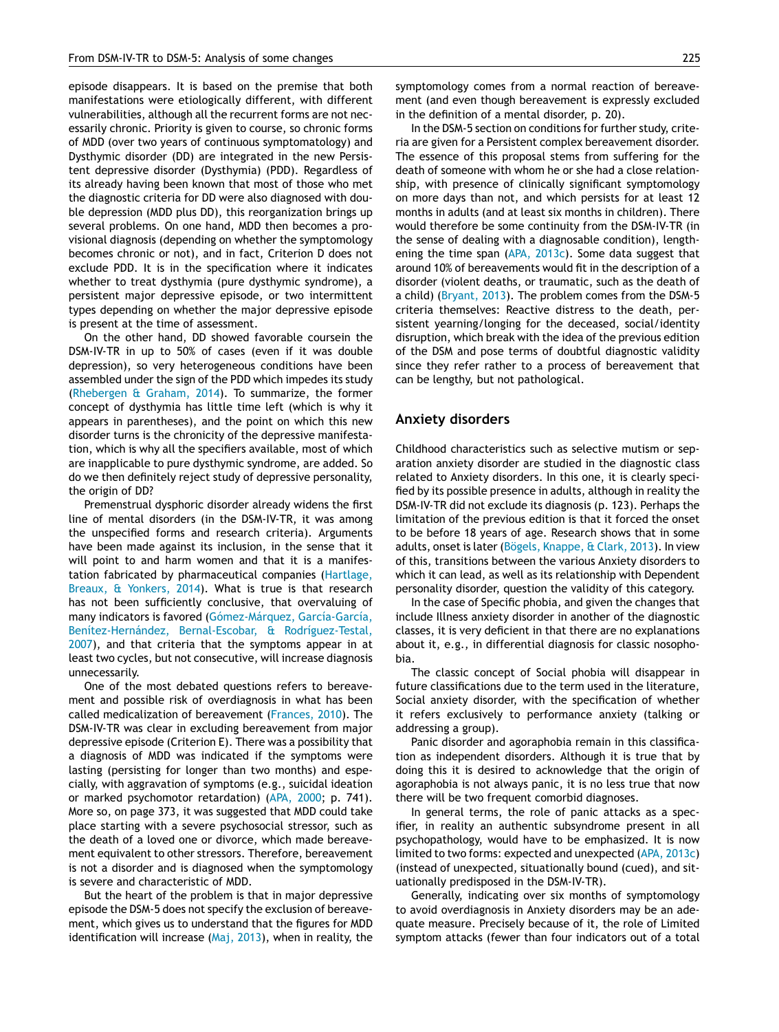episode disappears. It is based on the premise that both manifestations were etiologically different, with different vulnerabilities, although all the recurrent forms are not necessarily chronic. Priority is given to course, so chronic forms of MDD (over two years of continuous symptomatology) and Dysthymic disorder (DD) are integrated in the new Persistent depressive disorder (Dysthymia) (PDD). Regardless of its already having been known that most of those who met the diagnostic criteria for DD were also diagnosed with double depression (MDD plus DD), this reorganization brings up several problems. On one hand, MDD then becomes a provisional diagnosis (depending on whether the symptomology becomes chronic or not), and in fact, Criterion D does not exclude PDD. It is in the specification where it indicates whether to treat dysthymia (pure dysthymic syndrome), a persistent major depressive episode, or two intermittent types depending on whether the major depressive episode is present at the time of assessment.

On the other hand, DD showed favorable coursein the DSM-IV-TR in up to 50% of cases (even if it was double depression), so very heterogeneous conditions have been assembled under the sign of the PDD which impedes its study (Rhebergen & Graham, 2014). To summarize, the former concept of dysthymia has little time left (which is why it appears in parentheses), and the point on which this new disorder turns is the chronicity of the depressive manifestation, which is why all the specifiers available, most of which are inapplicable to pure dysthymic syndrome, are added. So do we then definitely reject study of depressive personality, the origin of DD?

Premenstrual dysphoric disorder already widens the first line of mental disorders (in the DSM-IV-TR, it was among the unspecified forms and research criteria). Arguments have been made against its inclusion, in the sense that it will point to and harm women and that it is a manifestation fabricated by pharmaceutical companies (Hartlage, Breaux, & Yonkers, 2014). What is true is that research has not been sufficiently conclusive, that overvaluing of many indicators is favored (Gómez-Márquez, García-García, Benítez-Hernández, Bernal-Escobar, & Rodríguez-Testal, 2007), and that criteria that the symptoms appear in at least two cycles, but not consecutive, will increase diagnosis unnecessarily.

One of the most debated questions refers to bereavement and possible risk of overdiagnosis in what has been called medicalization of bereavement (Frances, 2010). The DSM-IV-TR was clear in excluding bereavement from major depressive episode (Criterion E). There was a possibility that a diagnosis of MDD was indicated if the symptoms were lasting (persisting for longer than two months) and especially, with aggravation of symptoms (e.g., suicidal ideation or marked psychomotor retardation) (APA, 2000; p. 741). More so, on page 373, it was suggested that MDD could take place starting with a severe psychosocial stressor, such as the death of a loved one or divorce, which made bereavement equivalent to other stressors. Therefore, bereavement is not a disorder and is diagnosed when the symptomology is severe and characteristic of MDD.

But the heart of the problem is that in major depressive episode the DSM-5 does not specify the exclusion of bereavement, which gives us to understand that the figures for MDD identification will increase (Maj, 2013), when in reality, the symptomatology comes from a normal reaction of bereavement (and even though bereavement is expressly excluded in the definition of a mental disorder, p. 20).

In the DSM-5 section on conditions for further study, criteria are given for a Persistent complex bereavement disorder. The essence of this proposal stems from suffering for the death of someone with whom he or she had a close relationship, with presence of clinically significant symptomology on more days than not, and which persists for at least 12 months in adults (and at least six months in children). There would therefore be some continuity from the DSM-IV-TR (in the sense of dealing with a diagnosable condition), lengthening the time span (APA, 2013c). Some data suggest that around 10% of bereavements would fit in the description of a disorder (violent deaths, or traumatic, such as the death of a child) (Bryant, 2013). The problem comes from the DSM-5 criteria themselves: Reactive distress to the death, persistent yearning/longing for the deceased, social/identity disruption, which break with the idea of the previous edition of the DSM and pose terms of doubtful diagnostic validity since they refer rather to a process of bereavement that can be lengthy, but not pathological.

## Anxiety disorders

Childhood characteristics such as selective mutism or separation anxiety disorder are studied in the diagnostic class related to Anxiety disorders. In this one, it is clearly specified by its possible presence in adults, although in reality the DSM-IV-TR did not exclude its diagnosis (p. 123). Perhaps the limitation of the previous edition is that it forced the onset to be before 18 years of age. Research shows that in some adults, onset is later (Bögels, Knappe, & Clark, 2013). In view of this, transitions between the various Anxiety disorders to which it can lead, as well as its relationship with Dependent personality disorder, question the validity of this category.

In the case of Specific phobia, and given the changes that include Illness anxiety disorder in another of the diagnostic classes, it is very deficient in that there are no explanations about it, e.g., in differential diagnosis for classic nosophobia.

The classic concept of Social phobia will disappear in future classifications due to the term used in the literature, Social anxiety disorder, with the specification of whether it refers exclusively to performance anxiety (talking or addressing a group).

Panic disorder and agoraphobia remain in this classification as independent disorders. Although it is true that by doing this it is desired to acknowledge that the origin of agoraphobia is not always panic, it is no less true that now there will be two frequent comorbid diagnoses.

In general terms, the role of panic attacks as a specifier, in reality an authentic subsyndrome present in all psychopathology, would have to be emphasized. It is now limited to two forms: expected and unexpected (APA, 2013c) (instead of unexpected, situationally bound (cued), and situationally predisposed in the DSM-IV-TR).

Generally, indicating over six months of symptomology to avoid overdiagnosis in Anxiety disorders may be an adequate measure. Precisely because of it, the role of Limited symptom attacks (fewer than four indicators out of a total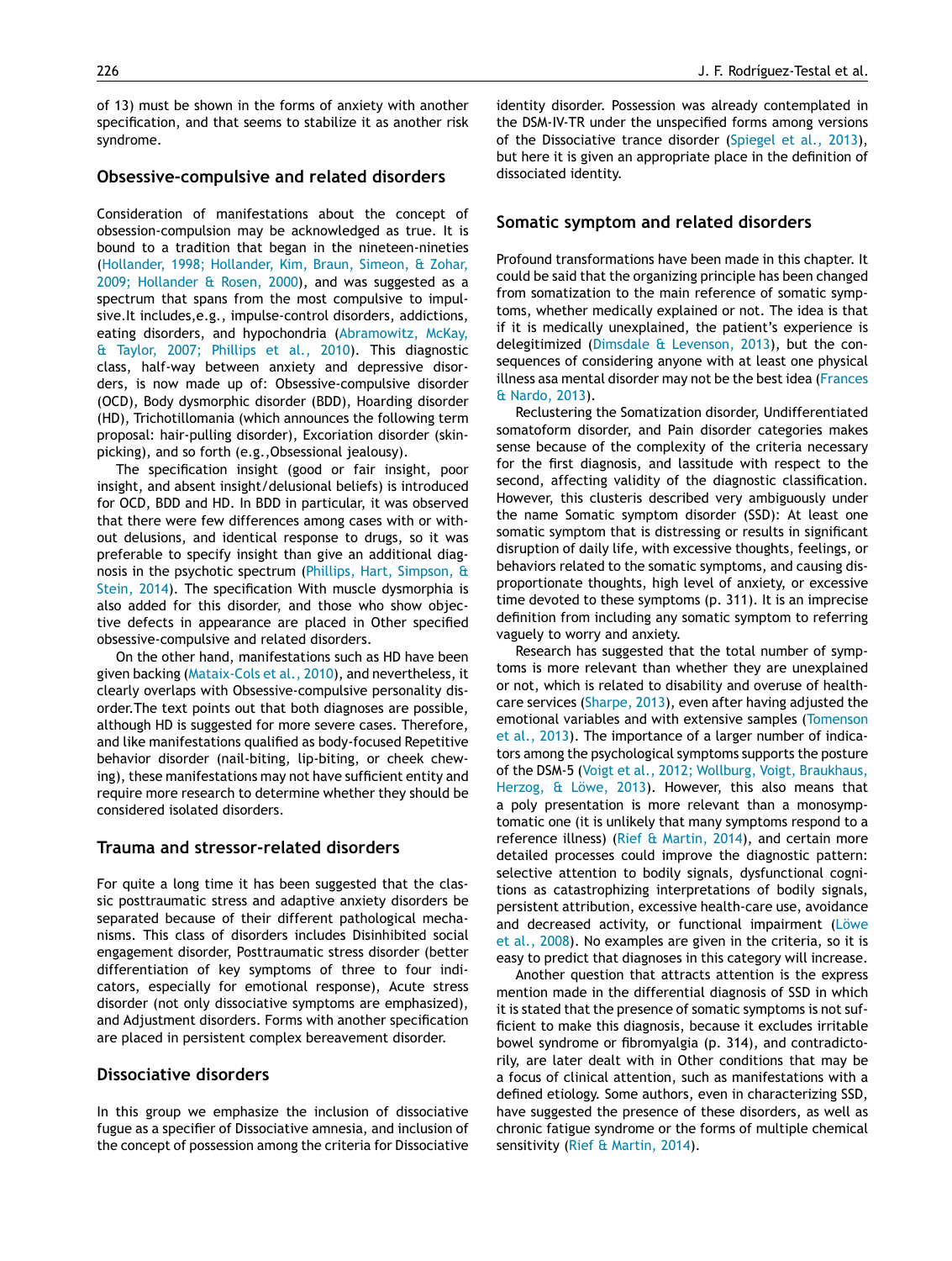of 13) must be shown in the forms of anxiety with another specification, and that seems to stabilize it as another risk syndrome.

## Obsessive-compulsive and related disorders

Consideration of manifestations about the concept of obsession-compulsion may be acknowledged as true. It is bound to a tradition that began in the nineteen-nineties (Hollander, 1998; Hollander, Kim, Braun, Simeon, & Zohar, 2009; Hollander & Rosen, 2000), and was suggested as a spectrum that spans from the most compulsive to impulsive.It includes,e.g., impulse-control disorders, addictions, eating disorders, and hypochondria (Abramowitz, McKay, & Taylor, 2007; Phillips et al., 2010). This diagnostic class, half-way between anxiety and depressive disorders, is now made up of: Obsessive-compulsive disorder (OCD), Body dysmorphic disorder (BDD), Hoarding disorder (HD), Trichotillomania (which announces the following term proposal: hair-pulling disorder), Excoriation disorder (skin-picking), and so forth (e.g.,Obsessional jealousy).

The specification insight (good or fair insight, poor insight, and absent insight/delusional beliefs) is introduced for OCD, BDD and HD. In BDD in particular, it was observed that there were few differences among cases with or without delusions, and identical response to drugs, so it was preferable to specify insight than give an additional diagnosis in the psychotic spectrum (Phillips, Hart, Simpson, & Stein, 2014). The specification With muscle dysmorphia is also added for this disorder, and those who show objective defects in appearance are placed in Other specified obsessive-compulsive and related disorders.

On the other hand, manifestations such as HD have been given backing (Mataix-Cols et al., 2010), and nevertheless, it clearly overlaps with Obsessive-compulsive personality disorder.The text points out that both diagnoses are possible, although HD is suggested for more severe cases. Therefore, and like manifestations qualified as body-focused Repetitive behavior disorder (nail-biting, lip-biting, or cheek chewing), these manifestations may not have sufficient entity and require more research to determine whether they should be considered isolated disorders.

## Trauma and stressor-related disorders

For quite a long time it has been suggested that the classic posttraumatic stress and adaptive anxiety disorders be separated because of their different pathological mechanisms. This class of disorders includes Disinhibited social engagement disorder, Posttraumatic stress disorder (better differentiation of key symptoms of three to four indicators, especially for emotional response), Acute stress disorder (not only dissociative symptoms are emphasized), and Adjustment disorders. Forms with another specification are placed in persistent complex bereavement disorder.

## Dissociative disorders

In this group we emphasize the inclusion of dissociative fugue as a specifier of Dissociative amnesia, and inclusion of the concept of possession among the criteria for Dissociative identity disorder. Possession was already contemplated in the DSM-IV-TR under the unspecified forms among versions of the Dissociative trance disorder (Spiegel et al., 2013), but here it is given an appropriate place in the definition of dissociated identity.

## Somatic symptom and related disorders

Profound transformations have been made in this chapter. It could be said that the organizing principle has been changed from somatization to the main reference of somatic symptoms, whether medically explained or not. The idea is that if it is medically unexplained, the patient's experience is delegitimized (Dimsdale & Levenson, 2013), but the consequences of considering anyone with at least one physical illness asa mental disorder may not be the best idea (Frances & Nardo, 2013).

Reclustering the Somatization disorder, Undifferentiated somatoform disorder, and Pain disorder categories makes sense because of the complexity of the criteria necessary for the first diagnosis, and lassitude with respect to the second, affecting validity of the diagnostic classification. However, this clusteris described very ambiguously under the name Somatic symptom disorder (SSD): At least one somatic symptom that is distressing or results in significant disruption of daily life, with excessive thoughts, feelings, or behaviors related to the somatic symptoms, and causing disproportionate thoughts, high level of anxiety, or excessive time devoted to these symptoms (p. 311). It is an imprecise definition from including any somatic symptom to referring vaguely to worry and anxiety.

Research has suggested that the total number of symptoms is more relevant than whether they are unexplained or not, which is related to disability and overuse of healthcare services (Sharpe, 2013), even after having adjusted the emotional variables and with extensive samples (Tomenson et al., 2013). The importance of a larger number of indicators among the psychological symptoms supports the posture of the DSM-5 (Voigt et al., 2012; Wollburg, Voigt, Braukhaus, Herzog, & Löwe, 2013). However, this also means that a poly presentation is more relevant than a monosymptomatic one (it is unlikely that many symptoms respond to a reference illness) (Rief & Martin, 2014), and certain more detailed processes could improve the diagnostic pattern: selective attention to bodily signals, dysfunctional cognitions as catastrophizing interpretations of bodily signals, persistent attribution, excessive health-care use, avoidance and decreased activity, or functional impairment (Löwe et al., 2008). No examples are given in the criteria, so it is easy to predict that diagnoses in this category will increase.

Another question that attracts attention is the express mention made in the differential diagnosis of SSD in which it is stated that the presence of somatic symptoms is not sufficient to make this diagnosis, because it excludes irritable bowel syndrome or fibromyalgia (p. 314), and contradictorily, are later dealt with in Other conditions that may be a focus of clinical attention, such as manifestations with a defined etiology. Some authors, even in characterizing SSD, have suggested the presence of these disorders, as well as chronic fatigue syndrome or the forms of multiple chemical sensitivity (Rief & Martin, 2014).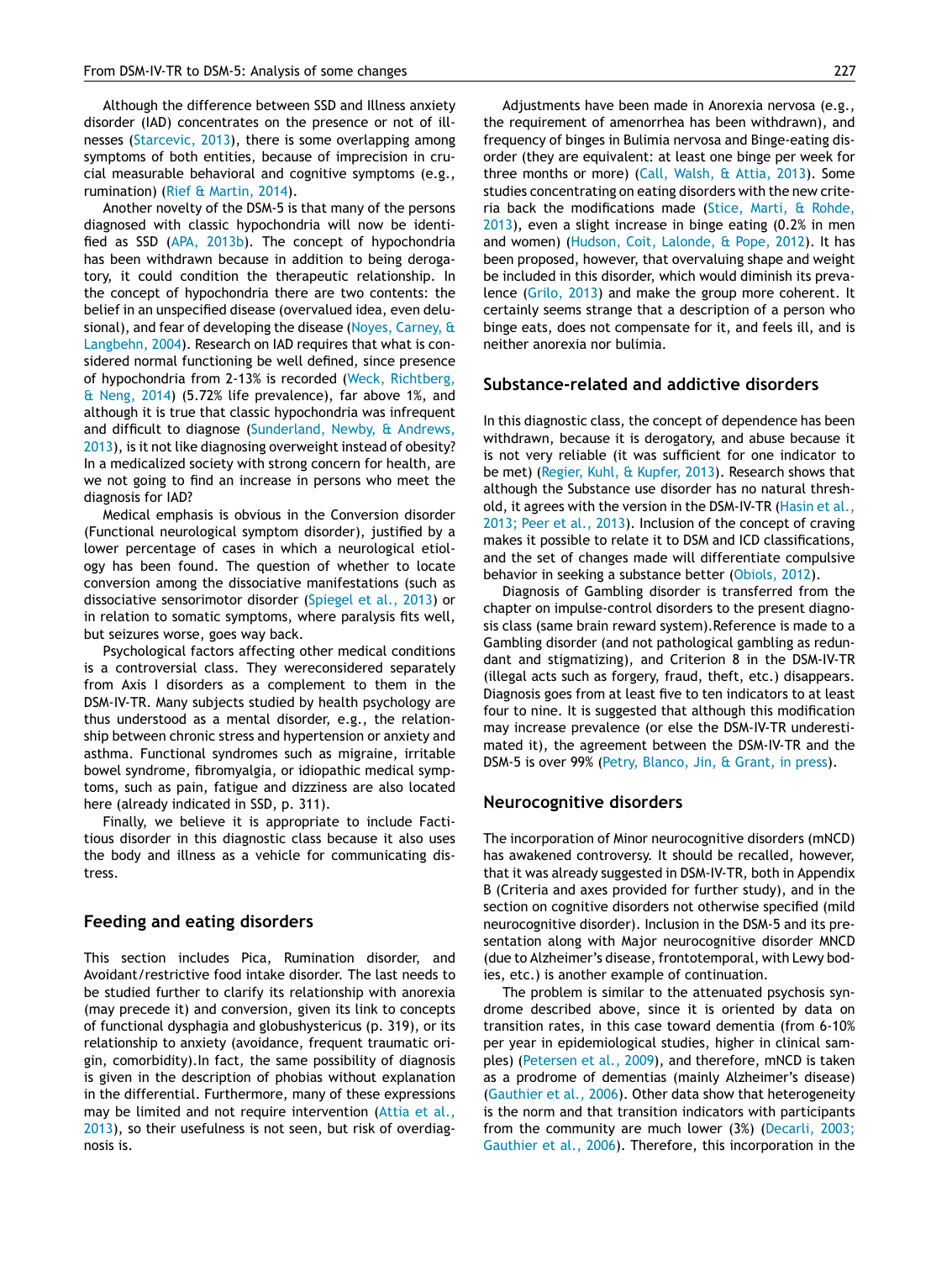Although the difference between SSD and Illness anxiety disorder (IAD) concentrates on the presence or not of illnesses (Starcevic, 2013), there is some overlapping among symptoms of both entities, because of imprecision in crucial measurable behavioral and cognitive symptoms (e.g., rumination) (Rief & Martin, 2014).

Another novelty of the DSM-5 is that many of the persons diagnosed with classic hypochondria will now be identified as SSD (APA, 2013b). The concept of hypochondria has been withdrawn because in addition to being derogatory, it could condition the therapeutic relationship. In the concept of hypochondria there are two contents: the belief in an unspecified disease (overvalued idea, even delusional), and fear of developing the disease (Noyes, Carney, & Langbehn, 2004). Research on IAD requires that what is considered normal functioning be well defined, since presence of hypochondria from 2-13% is recorded (Weck, Richtberg, & Neng, 2014) (5.72% life prevalence), far above 1%, and although it is true that classic hypochondria was infrequent and difficult to diagnose (Sunderland, Newby, & Andrews, 2013), is it not like diagnosing overweight instead of obesity? In a medicalized society with strong concern for health, are we not going to find an increase in persons who meet the diagnosis for IAD?

Medical emphasis is obvious in the Conversion disorder (Functional neurological symptom disorder), justified by a lower percentage of cases in which a neurological etiology has been found. The question of whether to locate conversion among the dissociative manifestations (such as dissociative sensorimotor disorder (Spiegel et al., 2013) or in relation to somatic symptoms, where paralysis fits well, but seizures worse, goes way back.

Psychological factors affecting other medical conditions is a controversial class. They wereconsidered separately from Axis I disorders as a complement to them in the DSM-IV-TR. Many subjects studied by health psychology are thus understood as a mental disorder, e.g., the relationship between chronic stress and hypertension or anxiety and asthma. Functional syndromes such as migraine, irritable bowel syndrome, fibromyalgia, or idiopathic medical symptoms, such as pain, fatigue and dizziness are also located here (already indicated in SSD, p. 311).

Finally, we believe it is appropriate to include Factitious disorder in this diagnostic class because it also uses the body and illness as a vehicle for communicating distress.

## Feeding and eating disorders

This section includes Pica, Rumination disorder, and Avoidant/restrictive food intake disorder. The last needs to be studied further to clarify its relationship with anorexia (may precede it) and conversion, given its link to concepts of functional dysphagia and globushystericus (p. 319), or its relationship to anxiety (avoidance, frequent traumatic origin, comorbidity).In fact, the same possibility of diagnosis is given in the description of phobias without explanation in the differential. Furthermore, many of these expressions may be limited and not require intervention (Attia et al., 2013), so their usefulness is not seen, but risk of overdiagnosis is.

Adjustments have been made in Anorexia nervosa (e.g., the requirement of amenorrhea has been withdrawn), and frequency of binges in Bulimia nervosa and Binge-eating disorder (they are equivalent: at least one binge per week for three months or more) (Call, Walsh, & Attia, 2013). Some studies concentrating on eating disorders with the new criteria back the modifications made (Stice, Marti, & Rohde, 2013), even a slight increase in binge eating (0.2% in men and women) (Hudson, Coit, Lalonde, & Pope, 2012). It has been proposed, however, that overvaluing shape and weight be included in this disorder, which would diminish its prevalence (Grilo, 2013) and make the group more coherent. It certainly seems strange that a description of a person who binge eats, does not compensate for it, and feels ill, and is neither anorexia nor bulimia.

## Substance-related and addictive disorders

In this diagnostic class, the concept of dependence has been withdrawn, because it is derogatory, and abuse because it is not very reliable (it was sufficient for one indicator to be met) (Regier, Kuhl, & Kupfer, 2013). Research shows that although the Substance use disorder has no natural threshold, it agrees with the version in the DSM-IV-TR (Hasin et al., 2013; Peer et al., 2013). Inclusion of the concept of craving makes it possible to relate it to DSM and ICD classifications, and the set of changes made will differentiate compulsive behavior in seeking a substance better (Obiols, 2012).

Diagnosis of Gambling disorder is transferred from the chapter on impulse-control disorders to the present diagnosis class (same brain reward system).Reference is made to a Gambling disorder (and not pathological gambling as redundant and stigmatizing), and Criterion 8 in the DSM-IV-TR (illegal acts such as forgery, fraud, theft, etc.) disappears. Diagnosis goes from at least five to ten indicators to at least four to nine. It is suggested that although this modification may increase prevalence (or else the DSM-IV-TR underestimated it), the agreement between the DSM-IV-TR and the DSM-5 is over 99% (Petry, Blanco, Jin, & Grant, in press).

## Neurocognitive disorders

The incorporation of Minor neurocognitive disorders (mNCD) has awakened controversy. It should be recalled, however, that it was already suggested in DSM-IV-TR, both in Appendix B (Criteria and axes provided for further study), and in the section on cognitive disorders not otherwise specified (mild neurocognitive disorder). Inclusion in the DSM-5 and its presentation along with Major neurocognitive disorder MNCD (due to Alzheimer's disease, frontotemporal, with Lewy bodies, etc.) is another example of continuation.

The problem is similar to the attenuated psychosis syndrome described above, since it is oriented by data on transition rates, in this case toward dementia (from 6-10% per year in epidemiological studies, higher in clinical samples) (Petersen et al., 2009), and therefore, mNCD is taken as a prodrome of dementias (mainly Alzheimer's disease) (Gauthier et al., 2006). Other data show that heterogeneity is the norm and that transition indicators with participants from the community are much lower (3%) (Decarli, 2003; Gauthier et al., 2006). Therefore, this incorporation in the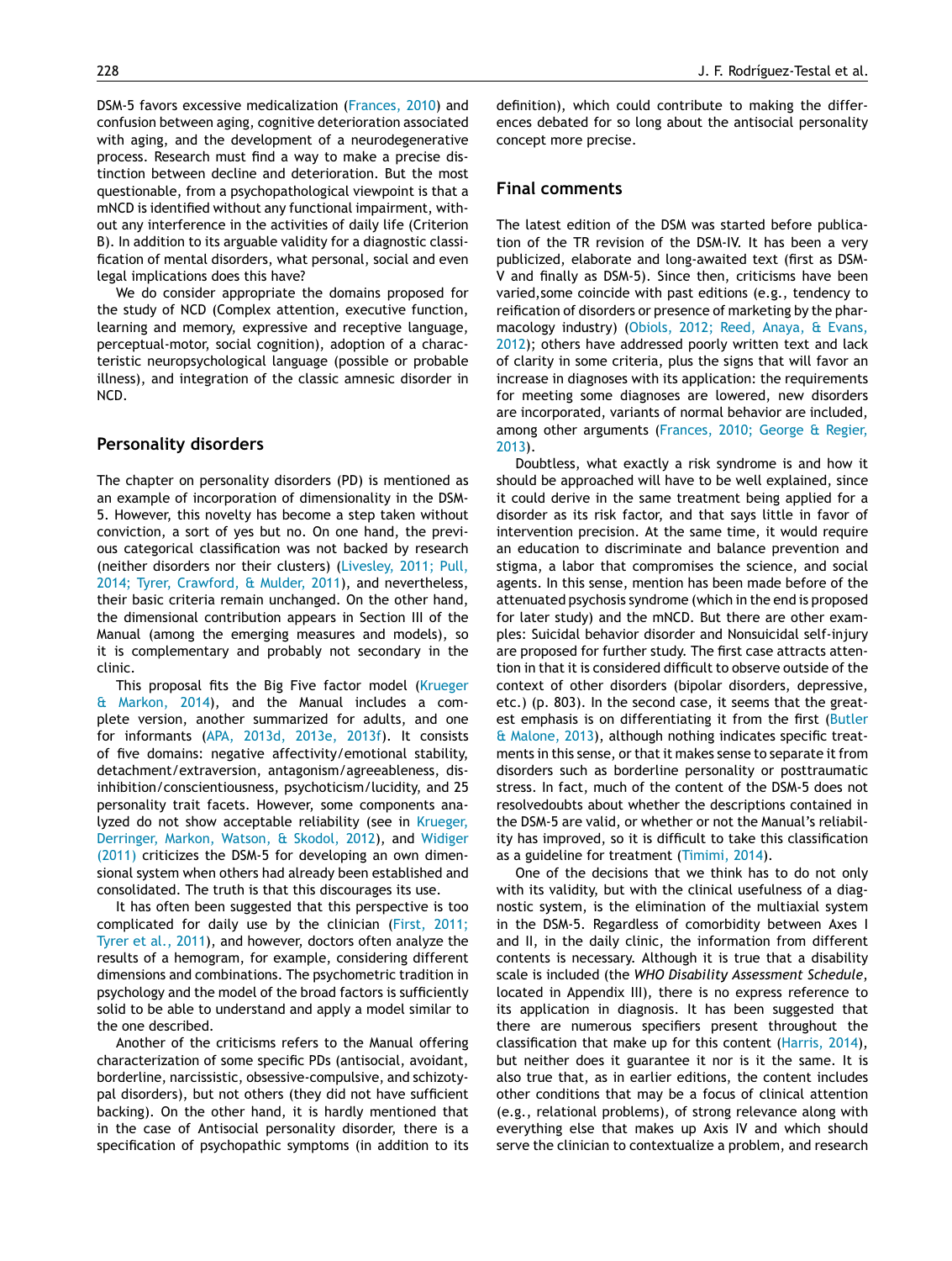DSM-5 favors excessive medicalization (Frances, 2010) and confusion between aging, cognitive deterioration associated with aging, and the development of a neurodegenerative process. Research must find a way to make a precise distinction between decline and deterioration. But the most questionable, from a psychopathological viewpoint is that a mNCD is identified without any functional impairment, without any interference in the activities of daily life (Criterion B). In addition to its arguable validity for a diagnostic classification of mental disorders, what personal, social and even legal implications does this have?

We do consider appropriate the domains proposed for the study of NCD (Complex attention, executive function, learning and memory, expressive and receptive language, perceptual-motor, social cognition), adoption of a characteristic neuropsychological language (possible or probable illness), and integration of the classic amnesic disorder in NCD.

## Personality disorders

The chapter on personality disorders (PD) is mentioned as an example of incorporation of dimensionality in the DSM-5. However, this novelty has become a step taken without conviction, a sort of yes but no. On one hand, the previous categorical classification was not backed by research (neither disorders nor their clusters) (Livesley, 2011; Pull, 2014; Tyrer, Crawford, & Mulder, 2011), and nevertheless, their basic criteria remain unchanged. On the other hand, the dimensional contribution appears in Section III of the Manual (among the emerging measures and models), so it is complementary and probably not secondary in the clinic.

This proposal fits the Big Five factor model (Krueger & Markon, 2014), and the Manual includes a complete version, another summarized for adults, and one for informants (APA, 2013d, 2013e, 2013f). It consists of five domains: negative affectivity/emotional stability, detachment/extraversion, antagonism/agreeableness, disinhibition/conscientiousness, psychoticism/lucidity, and 25 personality trait facets. However, some components analyzed do not show acceptable reliability (see in Krueger, Derringer, Markon, Watson, & Skodol, 2012), and Widiger (2011) criticizes the DSM-5 for developing an own dimensional system when others had already been established and consolidated. The truth is that this discourages its use.

It has often been suggested that this perspective is too complicated for daily use by the clinician (First, 2011; Tyrer et al., 2011), and however, doctors often analyze the results of a hemogram, for example, considering different dimensions and combinations. The psychometric tradition in psychology and the model of the broad factors is sufficiently solid to be able to understand and apply a model similar to the one described.

Another of the criticisms refers to the Manual offering characterization of some specific PDs (antisocial, avoidant, borderline, narcissistic, obsessive-compulsive, and schizotypal disorders), but not others (they did not have sufficient backing). On the other hand, it is hardly mentioned that in the case of Antisocial personality disorder, there is a specification of psychopathic symptoms (in addition to its definition), which could contribute to making the differences debated for so long about the antisocial personality concept more precise.

## Final comments

The latest edition of the DSM was started before publication of the TR revision of the DSM-IV. It has been a very publicized, elaborate and long-awaited text (first as DSM-V and finally as DSM-5). Since then, criticisms have been varied,some coincide with past editions (e.g., tendency to reification of disorders or presence of marketing by the pharmacology industry) (Obiols, 2012; Reed, Anaya, & Evans, 2012); others have addressed poorly written text and lack of clarity in some criteria, plus the signs that will favor an increase in diagnoses with its application: the requirements for meeting some diagnoses are lowered, new disorders are incorporated, variants of normal behavior are included, among other arguments (Frances, 2010; George & Regier, 2013).

Doubtless, what exactly a risk syndrome is and how it should be approached will have to be well explained, since it could derive in the same treatment being applied for a disorder as its risk factor, and that says little in favor of intervention precision. At the same time, it would require an education to discriminate and balance prevention and stigma, a labor that compromises the science, and social agents. In this sense, mention has been made before of the attenuated psychosis syndrome (which in the end is proposed for later study) and the mNCD. But there are other examples: Suicidal behavior disorder and Nonsuicidal self-injury are proposed for further study. The first case attracts attention in that it is considered difficult to observe outside of the context of other disorders (bipolar disorders, depressive, etc.) (p. 803). In the second case, it seems that the greatest emphasis is on differentiating it from the first (Butler & Malone, 2013), although nothing indicates specific treatments in this sense, or that it makes sense to separate it from disorders such as borderline personality or posttraumatic stress. In fact, much of the content of the DSM-5 does not resolvedoubts about whether the descriptions contained in the DSM-5 are valid, or whether or not the Manual's reliability has improved, so it is difficult to take this classification as a guideline for treatment (Timimi, 2014).

One of the decisions that we think has to do not only with its validity, but with the clinical usefulness of a diagnostic system, is the elimination of the multiaxial system in the DSM-5. Regardless of comorbidity between Axes I and II, in the daily clinic, the information from different contents is necessary. Although it is true that a disability scale is included (the *WHO Disability Assessment Schedule*, located in Appendix III), there is no express reference to its application in diagnosis. It has been suggested that there are numerous specifiers present throughout the classification that make up for this content (Harris, 2014), but neither does it guarantee it nor is it the same. It is also true that, as in earlier editions, the content includes other conditions that may be a focus of clinical attention (e.g., relational problems), of strong relevance along with everything else that makes up Axis IV and which should serve the clinician to contextualize a problem, and research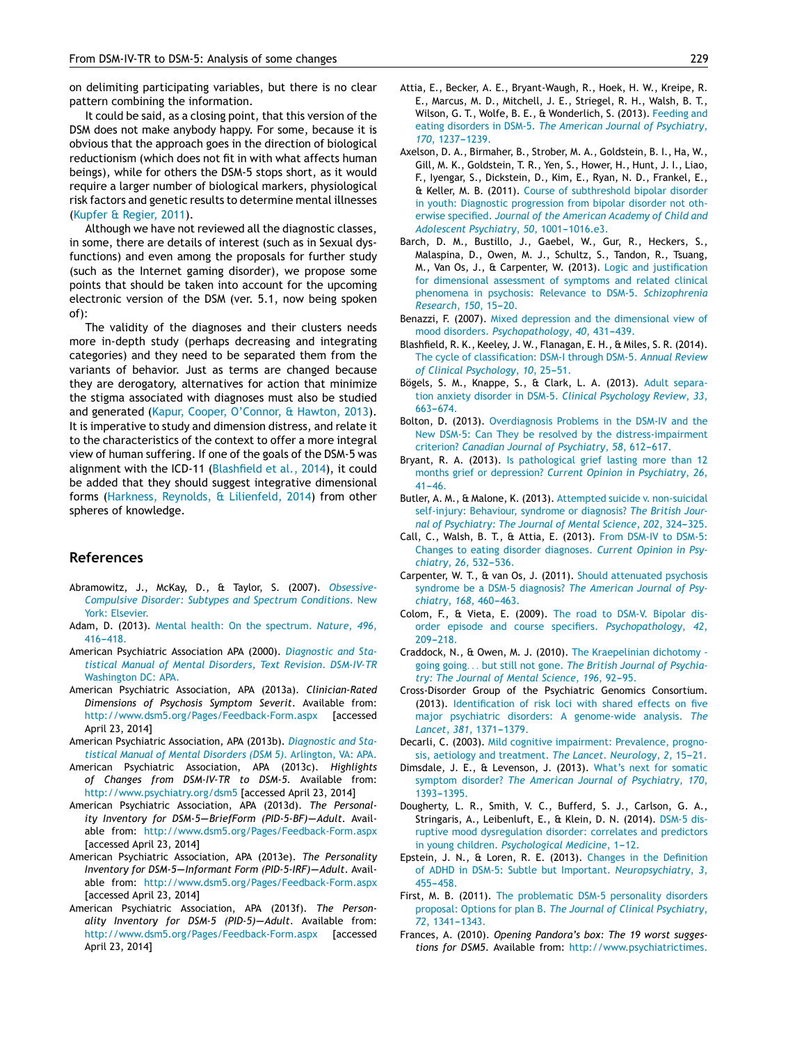on delimiting participating variables, but there is no clear pattern combining the information.

It could be said, as a closing point, that this version of the DSM does not make anybody happy. For some, because it is obvious that the approach goes in the direction of biological reductionism (which does not fit in with what affects human beings), while for others the DSM-5 stops short, as it would require a larger number of biological markers, physiological risk factors and genetic results to determine mental illnesses (Kupfer & Regier, 2011).

Although we have not reviewed all the diagnostic classes, in some, there are details of interest (such as in Sexual dysfunctions) and even among the proposals for further study (such as the Internet gaming disorder), we propose some points that should be taken into account for the upcoming electronic version of the DSM (ver. 5.1, now being spoken of):

The validity of the diagnoses and their clusters needs more in-depth study (perhaps decreasing and integrating categories) and they need to be separated them from the variants of behavior. Just as terms are changed because they are derogatory, alternatives for action that minimize the stigma associated with diagnoses must also be studied and generated (Kapur, Cooper, O'Connor, & Hawton, 2013). It is imperative to study and dimension distress, and relate it to the characteristics of the context to offer a more integral view of human suffering. If one of the goals of the DSM-5 was alignment with the ICD-11 (Blashfield et al., 2014), it could be added that they should suggest integrative dimensional forms (Harkness, Reynolds, & Lilienfeld, 2014) from other spheres of knowledge.

## References

Abramowitz, J., McKay, D., & Taylor, S. (2007). *Obsessive-Compulsive Disorder: Subtypes and Spectrum Conditions*. New York: Elsevier.

Adam, D. (2013). Mental health: On the spectrum. *Nature*, *496*, 416–418.

American Psychiatric Association APA (2000). *Diagnostic and Statistical Manual of Mental Disorders, Text Revision. DSM-IV-TR* Washington DC: APA.

American Psychiatric Association, APA (2013a). *Clinician-Rated Dimensions of Psychosis Symptom Severit*. Available from: http://www.dsm5.org/Pages/Feedback-Form.aspx [accessed April 23, 2014]

American Psychiatric Association, APA (2013b). *Diagnostic and Statistical Manual of Mental Disorders (DSM 5)*. Arlington, VA: APA.

American Psychiatric Association, APA (2013c). *Highlights of Changes from DSM-IV-TR to DSM-5*. Available from: http://www.psychiatry.org/dsm5 [accessed April 23, 2014]

American Psychiatric Association, APA (2013d). *The Personality Inventory for DSM-5—BriefForm (PID-5-BF)—Adult*. Available from: http://www.dsm5.org/Pages/Feedback-Form.aspx [accessed April 23, 2014]

American Psychiatric Association, APA (2013e). *The Personality Inventory for DSM-5—Informant Form (PID-5-IRF)—Adult*. Available from: http://www.dsm5.org/Pages/Feedback-Form.aspx [accessed April 23, 2014]

American Psychiatric Association, APA (2013f). *The Personality Inventory for DSM-5 (PID-5)—Adult*. Available from: http://www.dsm5.org/Pages/Feedback-Form.aspx [accessed April 23, 2014]

Attia, E., Becker, A. E., Bryant-Waugh, R., Hoek, H. W., Kreipe, R. E., Marcus, M. D., Mitchell, J. E., Striegel, R. H., Walsh, B. T., Wilson, G. T., Wolfe, B. E., & Wonderlich, S. (2013). Feeding and eating disorders in DSM-5. *The American Journal of Psychiatry*, *170*, 1237–1239.

Axelson, D. A., Birmaher, B., Strober, M. A., Goldstein, B. I., Ha, W., Gill, M. K., Goldstein, T. R., Yen, S., Hower, H., Hunt, J. I., Liao, F., Iyengar, S., Dickstein, D., Kim, E., Ryan, N. D., Frankel, E., & Keller, M. B. (2011). Course of subthreshold bipolar disorder in youth: Diagnostic progression from bipolar disorder not otherwise specified. *Journal of the American Academy of Child and Adolescent Psychiatry*, *50*, 1001–1016.e3.

Barch, D. M., Bustillo, J., Gaebel, W., Gur, R., Heckers, S., Malaspina, D., Owen, M. J., Schultz, S., Tandon, R., Tsuang, M., Van Os, J., & Carpenter, W. (2013). Logic and justification for dimensional assessment of symptoms and related clinical phenomena in psychosis: Relevance to DSM-5. *Schizophrenia Research*, *150*, 15–20.

Benazzi, F. (2007). Mixed depression and the dimensional view of mood disorders. *Psychopathology*, *40*, 431–439.

Blashfield, R. K., Keeley, J. W., Flanagan, E. H., & Miles, S. R. (2014). The cycle of classification: DSM-I through DSM-5. *Annual Review of Clinical Psychology*, *10*, 25–51.

Bögels, S. M., Knappe, S., & Clark, L. A. (2013). Adult separation anxiety disorder in DSM-5. *Clinical Psychology Review*, *33*, 663–674.

Bolton, D. (2013). Overdiagnosis Problems in the DSM-IV and the New DSM-5: Can They be resolved by the distress-impairment criterion? *Canadian Journal of Psychiatry*, *58*, 612–617.

Bryant, R. A. (2013). Is pathological grief lasting more than 12 months grief or depression? *Current Opinion in Psychiatry*, *26*, 41–46.

Butler, A. M., & Malone, K. (2013). Attempted suicide v. non-suicidal self-injury: Behaviour, syndrome or diagnosis? *The British Journal of Psychiatry: The Journal of Mental Science*, *202*, 324–325.

Call, C., Walsh, B. T., & Attia, E. (2013). From DSM-IV to DSM-5: Changes to eating disorder diagnoses. *Current Opinion in Psychiatry*, *26*, 532–536.

Carpenter, W. T., & van Os, J. (2011). Should attenuated psychosis syndrome be a DSM-5 diagnosis? *The American Journal of Psychiatry*, *168*, 460–463.

Colom, F., & Vieta, E. (2009). The road to DSM-V. Bipolar disorder episode and course specifiers. *Psychopathology*, *42*, 209–218.

Craddock, N., & Owen, M. J. (2010). The Kraepelinian dichotomy - going going... but still not gone. *The British Journal of Psychiatry: The Journal of Mental Science*, *196*, 92–95.

Cross-Disorder Group of the Psychiatric Genomics Consortium. (2013). Identification of risk loci with shared effects on five major psychiatric disorders: A genome-wide analysis. *The Lancet*, *381*, 1371–1379.

Decarli, C. (2003). Mild cognitive impairment: Prevalence, prognosis, aetiology and treatment. *The Lancet. Neurology*, *2*, 15–21.

Dimsdale, J. E., & Levenson, J. (2013). What's next for somatic symptom disorder? *The American Journal of Psychiatry*, *170*, 1393–1395.

Dougherty, L. R., Smith, V. C., Bufferd, S. J., Carlson, G. A., Stringaris, A., Leibenluft, E., & Klein, D. N. (2014). DSM-5 disruptive mood dysregulation disorder: correlates and predictors in young children. *Psychological Medicine*, 1–12.

Epstein, J. N., & Loren, R. E. (2013). Changes in the Definition of ADHD in DSM-5: Subtle but Important. *Neuropsychiatry*, *3*, 455–458.

First, M. B. (2011). The problematic DSM-5 personality disorders proposal: Options for plan B. *The Journal of Clinical Psychiatry*, *72*, 1341–1343.

Frances, A. (2010). *Opening Pandora's box: The 19 worst suggestions for DSM5*. Available from: http://www.psychiatrictimes.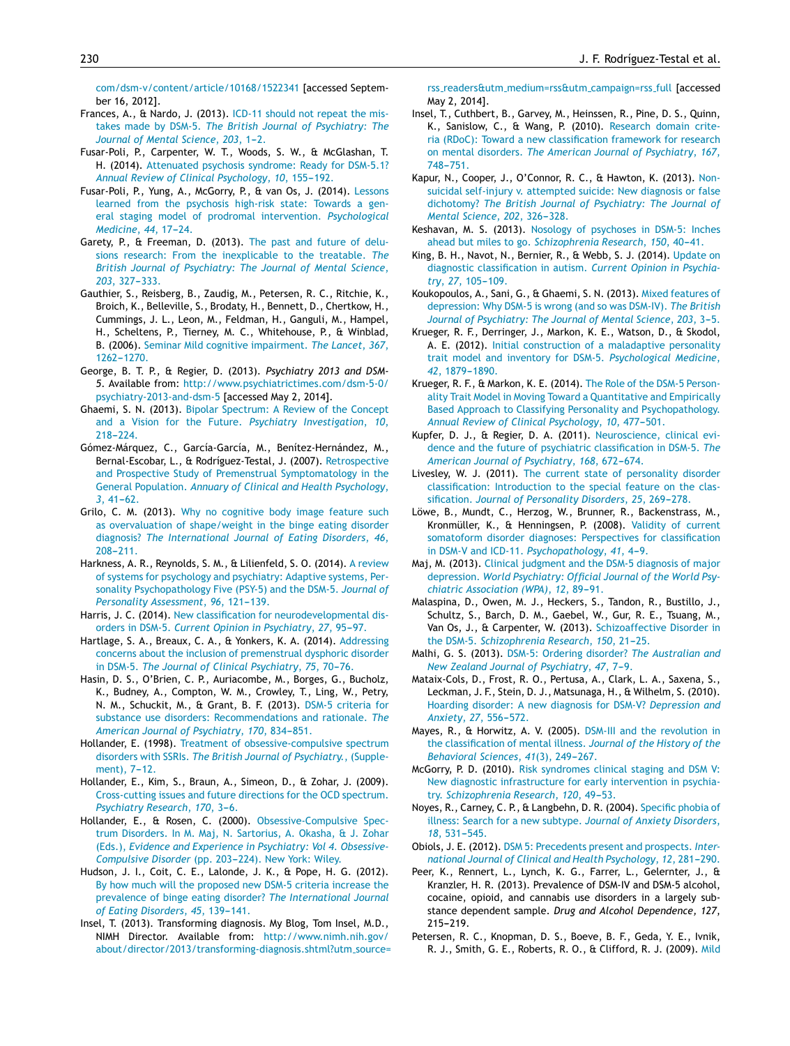com/dsm-v/content/article/10168/1522341 [accessed September 16, 2012].

Frances, A., & Nardo, J. (2013). ICD-11 should not repeat the mistakes made by DSM-5. *The British Journal of Psychiatry: The Journal of Mental Science*, *203*, 1–2.

Fusar-Poli, P., Carpenter, W. T., Woods, S. W., & McGlashan, T. H. (2014). Attenuated psychosis syndrome: Ready for DSM-5.1? *Annual Review of Clinical Psychology*, *10*, 155–192.

Fusar-Poli, P., Yung, A., McGorry, P., & van Os, J. (2014). Lessons learned from the psychosis high-risk state: Towards a general staging model of prodromal intervention. *Psychological Medicine*, *44*, 17–24.

Garety, P., & Freeman, D. (2013). The past and future of delusions research: From the inexplicable to the treatable. *The British Journal of Psychiatry: The Journal of Mental Science*, *203*, 327–333.

Gauthier, S., Reisberg, B., Zaudig, M., Petersen, R. C., Ritchie, K., Broich, K., Belleville, S., Brodaty, H., Bennett, D., Chertkow, H., Cummings, J. L., Leon, M., Feldman, H., Ganguli, M., Hampel, H., Scheltens, P., Tierney, M. C., Whitehouse, P., & Winblad, B. (2006). Seminar Mild cognitive impairment. *The Lancet*, *367*, 1262–1270.

George, B. T. P., & Regier, D. (2013). *Psychiatry 2013 and DSM-5*. Available from: http://www.psychiatrictimes.com/dsm-5-0/psychiatry-2013-and-dsm-5 [accessed May 2, 2014].

Ghaemi, S. N. (2013). Bipolar Spectrum: A Review of the Concept and a Vision for the Future. *Psychiatry Investigation*, *10*, 218–224.

Gómez-Márquez, C., García-García, M., Benítez-Hernández, M., Bernal-Escobar, L., & Rodríguez-Testal, J. (2007). Retrospective and Prospective Study of Premenstrual Symptomatology in the General Population. *Annuary of Clinical and Health Psychology*, *3*, 41–62.

Grilo, C. M. (2013). Why no cognitive body image feature such as overvaluation of shape/weight in the binge eating disorder diagnosis? *The International Journal of Eating Disorders*, *46*, 208–211.

Harkness, A. R., Reynolds, S. M., & Lilienfeld, S. O. (2014). A review of systems for psychology and psychiatry: Adaptive systems, Personality Psychopathology Five (PSY-5) and the DSM-5. *Journal of Personality Assessment*, *96*, 121–139.

Harris, J. C. (2014). New classification for neurodevelopmental disorders in DSM-5. *Current Opinion in Psychiatry*, *27*, 95–97.

Hartlage, S. A., Breaux, C. A., & Yonkers, K. A. (2014). Addressing concerns about the inclusion of premenstrual dysphoric disorder in DSM-5. *The Journal of Clinical Psychiatry*, *75*, 70–76.

Hasin, D. S., O'Brien, C. P., Auriacombe, M., Borges, G., Bucholz, K., Budney, A., Compton, W. M., Crowley, T., Ling, W., Petry, N. M., Schuckit, M., & Grant, B. F. (2013). DSM-5 criteria for substance use disorders: Recommendations and rationale. *The American Journal of Psychiatry*, *170*, 834–851.

Hollander, E. (1998). Treatment of obsessive-compulsive spectrum disorders with SSRIs. *The British Journal of Psychiatry.*, (Supplement), 7–12.

Hollander, E., Kim, S., Braun, A., Simeon, D., & Zohar, J. (2009). Cross-cutting issues and future directions for the OCD spectrum. *Psychiatry Research*, *170*, 3–6.

Hollander, E., & Rosen, C. (2000). Obsessive-Compulsive Spectrum Disorders. In M. Maj, N. Sartorius, A. Okasha, & J. Zohar (Eds.), *Evidence and Experience in Psychiatry: Vol 4. Obsessive-Compulsive Disorder* (pp. 203–224). New York: Wiley.

Hudson, J. I., Coit, C. E., Lalonde, J. K., & Pope, H. G. (2012). By how much will the proposed new DSM-5 criteria increase the prevalence of binge eating disorder? *The International Journal of Eating Disorders*, *45*, 139–141.

Insel, T. (2013). Transforming diagnosis. My Blog, Tom Insel, M.D., NIMH Director. Available from: http://www.nimh.nih.gov/about/director/2013/transforming-diagnosis.shtml?utm_source=rss_readers&utm_medium=rss&utm_campaign=rss_full [accessed May 2, 2014].

Insel, T., Cuthbert, B., Garvey, M., Heinssen, R., Pine, D. S., Quinn, K., Sanislow, C., & Wang, P. (2010). Research domain criteria (RDoC): Toward a new classification framework for research on mental disorders. *The American Journal of Psychiatry*, *167*, 748–751.

Kapur, N., Cooper, J., O'Connor, R. C., & Hawton, K. (2013). Non-suicidal self-injury v. attempted suicide: New diagnosis or false dichotomy? *The British Journal of Psychiatry: The Journal of Mental Science*, *202*, 326–328.

Keshavan, M. S. (2013). Nosology of psychoses in DSM-5: Inches ahead but miles to go. *Schizophrenia Research*, *150*, 40–41.

King, B. H., Navot, N., Bernier, R., & Webb, S. J. (2014). Update on diagnostic classification in autism. *Current Opinion in Psychiatry*, *27*, 105–109.

Koukopoulos, A., Sani, G., & Ghaemi, S. N. (2013). Mixed features of depression: Why DSM-5 is wrong (and so was DSM-IV). *The British Journal of Psychiatry: The Journal of Mental Science*, *203*, 3–5.

Krueger, R. F., Derringer, J., Markon, K. E., Watson, D., & Skodol, A. E. (2012). Initial construction of a maladaptive personality trait model and inventory for DSM-5. *Psychological Medicine*, *42*, 1879–1890.

Krueger, R. F., & Markon, K. E. (2014). The Role of the DSM-5 Personality Trait Model in Moving Toward a Quantitative and Empirically Based Approach to Classifying Personality and Psychopathology. *Annual Review of Clinical Psychology*, *10*, 477–501.

Kupfer, D. J., & Regier, D. A. (2011). Neuroscience, clinical evidence and the future of psychiatric classification in DSM-5. *The American Journal of Psychiatry*, *168*, 672–674.

Livesley, W. J. (2011). The current state of personality disorder classification: Introduction to the special feature on the classification. *Journal of Personality Disorders*, *25*, 269–278.

Löwe, B., Mundt, C., Herzog, W., Brunner, R., Backenstrass, M., Kronmüller, K., & Henningsen, P. (2008). Validity of current somatoform disorder diagnoses: Perspectives for classification in DSM-V and ICD-11. *Psychopathology*, *41*, 4–9.

Maj, M. (2013). Clinical judgment and the DSM-5 diagnosis of major depression. *World Psychiatry: Official Journal of the World Psychiatric Association (WPA)*, *12*, 89–91.

Malaspina, D., Owen, M. J., Heckers, S., Tandon, R., Bustillo, J., Schultz, S., Barch, D. M., Gaebel, W., Gur, R. E., Tsuang, M., Van Os, J., & Carpenter, W. (2013). Schizoaffective Disorder in the DSM-5. *Schizophrenia Research*, *150*, 21–25.

Malhi, G. S. (2013). DSM-5: Ordering disorder? *The Australian and New Zealand Journal of Psychiatry*, *47*, 7–9.

Mataix-Cols, D., Frost, R. O., Pertusa, A., Clark, L. A., Saxena, S., Leckman, J. F., Stein, D. J., Matsunaga, H., & Wilhelm, S. (2010). Hoarding disorder: A new diagnosis for DSM-V? *Depression and Anxiety*, *27*, 556–572.

Mayes, R., & Horwitz, A. V. (2005). DSM-III and the revolution in the classification of mental illness. *Journal of the History of the Behavioral Sciences*, *41*(3), 249–267.

McGorry, P. D. (2010). Risk syndromes clinical staging and DSM V: New diagnostic infrastructure for early intervention in psychiatry. *Schizophrenia Research*, *120*, 49–53.

Noyes, R., Carney, C. P., & Langbehn, D. R. (2004). Specific phobia of illness: Search for a new subtype. *Journal of Anxiety Disorders*, *18*, 531–545.

Obiols, J. E. (2012). DSM 5: Precedents present and prospects. *International Journal of Clinical and Health Psychology*, *12*, 281–290.

Peer, K., Rennert, L., Lynch, K. G., Farrer, L., Gelernter, J., & Kranzler, H. R. (2013). Prevalence of DSM-IV and DSM-5 alcohol, cocaine, opioid, and cannabis use disorders in a largely substance dependent sample. *Drug and Alcohol Dependence*, *127*, 215–219.

Petersen, R. C., Knopman, D. S., Boeve, B. F., Geda, Y. E., Ivnik, R. J., Smith, G. E., Roberts, R. O., & Clifford, R. J. (2009). Mild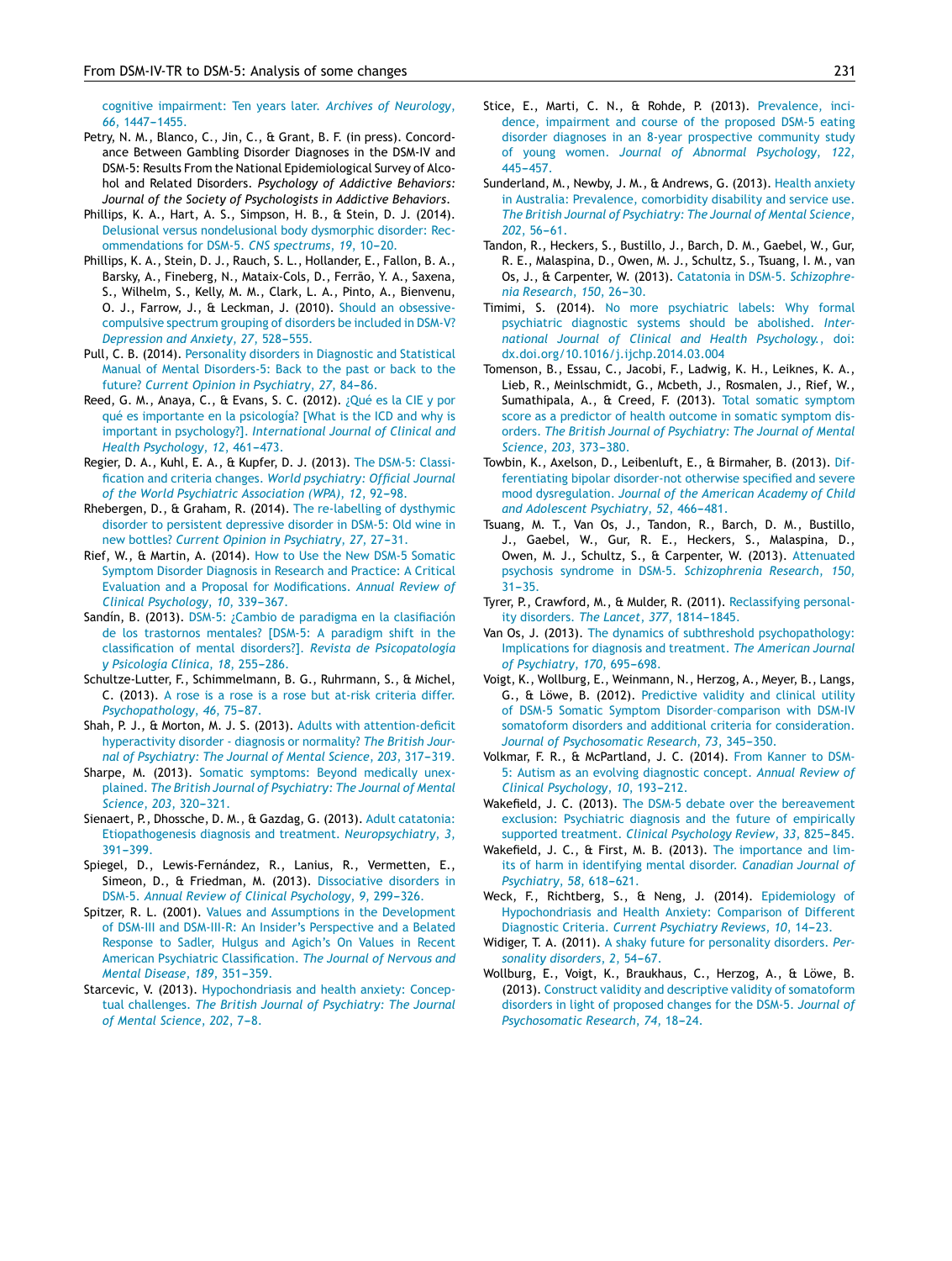cognitive impairment: Ten years later. *Archives of Neurology*, *66*, 1447–1455.

Petry, N. M., Blanco, C., Jin, C., & Grant, B. F. (in press). Concordance Between Gambling Disorder Diagnoses in the DSM-IV and DSM-5: Results From the National Epidemiological Survey of Alcohol and Related Disorders. *Psychology of Addictive Behaviors: Journal of the Society of Psychologists in Addictive Behaviors*.

Phillips, K. A., Hart, A. S., Simpson, H. B., & Stein, D. J. (2014). Delusional versus nondelusional body dysmorphic disorder: Recommendations for DSM-5. *CNS spectrums*, *19*, 10–20.

Phillips, K. A., Stein, D. J., Rauch, S. L., Hollander, E., Fallon, B. A., Barsky, A., Fineberg, N., Mataix-Cols, D., Ferrão, Y. A., Saxena, S., Wilhelm, S., Kelly, M. M., Clark, L. A., Pinto, A., Bienvenu, O. J., Farrow, J., & Leckman, J. (2010). Should an obsessive-compulsive spectrum grouping of disorders be included in DSM-V? *Depression and Anxiety*, *27*, 528–555.

Pull, C. B. (2014). Personality disorders in Diagnostic and Statistical Manual of Mental Disorders-5: Back to the past or back to the future? *Current Opinion in Psychiatry*, *27*, 84–86.

Reed, G. M., Anaya, C., & Evans, S. C. (2012). ¿Qué es la CIE y por qué es importante en la psicología? [What is the ICD and why is important in psychology?]. *International Journal of Clinical and Health Psychology*, *12*, 461–473.

Regier, D. A., Kuhl, E. A., & Kupfer, D. J. (2013). The DSM-5: Classification and criteria changes. *World psychiatry: Official Journal of the World Psychiatric Association (WPA)*, *12*, 92–98.

Rhebergen, D., & Graham, R. (2014). The re-labelling of dysthymic disorder to persistent depressive disorder in DSM-5: Old wine in new bottles? *Current Opinion in Psychiatry*, *27*, 27–31.

Rief, W., & Martin, A. (2014). How to Use the New DSM-5 Somatic Symptom Disorder Diagnosis in Research and Practice: A Critical Evaluation and a Proposal for Modifications. *Annual Review of Clinical Psychology*, *10*, 339–367.

Sandín, B. (2013). DSM-5: ¿Cambio de paradigma en la clasificación de los trastornos mentales? [DSM-5: A paradigm shift in the classification of mental disorders?]. *Revista de Psicopatología y Psicología Clínica*, *18*, 255–286.

Schultze-Lutter, F., Schimmelmann, B. G., Ruhrmann, S., & Michel, C. (2013). A rose is a rose is a rose but at-risk criteria differ. *Psychopathology*, *46*, 75–87.

Shah, P. J., & Morton, M. J. S. (2013). Adults with attention-deficit hyperactivity disorder - diagnosis or normality? *The British Journal of Psychiatry: The Journal of Mental Science*, *203*, 317–319.

Sharpe, M. (2013). Somatic symptoms: Beyond medically unexplained. *The British Journal of Psychiatry: The Journal of Mental Science*, *203*, 320–321.

Sienaert, P., Dhossche, D. M., & Gazdag, G. (2013). Adult catatonia: Etiopathogenesis diagnosis and treatment. *Neuropsychiatry*, *3*, 391–399.

Spiegel, D., Lewis-Fernández, R., Lanius, R., Vermetten, E., Simeon, D., & Friedman, M. (2013). Dissociative disorders in DSM-5. *Annual Review of Clinical Psychology*, *9*, 299–326.

Spitzer, R. L. (2001). Values and Assumptions in the Development of DSM-III and DSM-III-R: An Insider's Perspective and a Belated Response to Sadler, Hulgus and Agich's On Values in Recent American Psychiatric Classification. *The Journal of Nervous and Mental Disease*, *189*, 351–359.

Starcevic, V. (2013). Hypochondriasis and health anxiety: Conceptual challenges. *The British Journal of Psychiatry: The Journal of Mental Science*, *202*, 7–8.

Stice, E., Marti, C. N., & Rohde, P. (2013). Prevalence, incidence, impairment and course of the proposed DSM-5 eating disorder diagnoses in an 8-year prospective community study of young women. *Journal of Abnormal Psychology*, *122*, 445–457.

Sunderland, M., Newby, J. M., & Andrews, G. (2013). Health anxiety in Australia: Prevalence, comorbidity disability and service use. *The British Journal of Psychiatry: The Journal of Mental Science*, *202*, 56–61.

Tandon, R., Heckers, S., Bustillo, J., Barch, D. M., Gaebel, W., Gur, R. E., Malaspina, D., Owen, M. J., Schultz, S., Tsuang, I. M., van Os, J., & Carpenter, W. (2013). Catatonia in DSM-5. *Schizophrenia Research*, *150*, 26–30.

Timimi, S. (2014). No more psychiatric labels: Why formal psychiatric diagnostic systems should be abolished. *International Journal of Clinical and Health Psychology.*, doi: dx.doi.org/10.1016/j.ijchp.2014.03.004

Tomenson, B., Essau, C., Jacobi, F., Ladwig, K. H., Leiknes, K. A., Lieb, R., Meinlschmidt, G., Mcbeth, J., Rosmalen, J., Rief, W., Sumathipala, A., & Creed, F. (2013). Total somatic symptom score as a predictor of health outcome in somatic symptom disorders. *The British Journal of Psychiatry: The Journal of Mental Science*, *203*, 373–380.

Towbin, K., Axelson, D., Leibenluft, E., & Birmaher, B. (2013). Differentiating bipolar disorder-not otherwise specified and severe mood dysregulation. *Journal of the American Academy of Child and Adolescent Psychiatry*, *52*, 466–481.

Tsuang, M. T., Van Os, J., Tandon, R., Barch, D. M., Bustillo, J., Gaebel, W., Gur, R. E., Heckers, S., Malaspina, D., Owen, M. J., Schultz, S., & Carpenter, W. (2013). Attenuated psychosis syndrome in DSM-5. *Schizophrenia Research*, *150*, 31–35.

Tyrer, P., Crawford, M., & Mulder, R. (2011). Reclassifying personality disorders. *The Lancet*, *377*, 1814–1845.

Van Os, J. (2013). The dynamics of subthreshold psychopathology: Implications for diagnosis and treatment. *The American Journal of Psychiatry*, *170*, 695–698.

Voigt, K., Wollburg, E., Weinmann, N., Herzog, A., Meyer, B., Langs, G., & Löwe, B. (2012). Predictive validity and clinical utility of DSM-5 Somatic Symptom Disorder–comparison with DSM-IV somatoform disorders and additional criteria for consideration. *Journal of Psychosomatic Research*, *73*, 345–350.

Volkmar, F. R., & McPartland, J. C. (2014). From Kanner to DSM-5: Autism as an evolving diagnostic concept. *Annual Review of Clinical Psychology*, *10*, 193–212.

Wakefield, J. C. (2013). The DSM-5 debate over the bereavement exclusion: Psychiatric diagnosis and the future of empirically supported treatment. *Clinical Psychology Review*, *33*, 825–845.

Wakefield, J. C., & First, M. B. (2013). The importance and limits of harm in identifying mental disorder. *Canadian Journal of Psychiatry*, *58*, 618–621.

Weck, F., Richtberg, S., & Neng, J. (2014). Epidemiology of Hypochondriasis and Health Anxiety: Comparison of Different Diagnostic Criteria. *Current Psychiatry Reviews*, *10*, 14–23.

Widiger, T. A. (2011). A shaky future for personality disorders. *Personality disorders*, *2*, 54–67.

Wollburg, E., Voigt, K., Braukhaus, C., Herzog, A., & Löwe, B. (2013). Construct validity and descriptive validity of somatoform disorders in light of proposed changes for the DSM-5. *Journal of Psychosomatic Research*, *74*, 18–24.